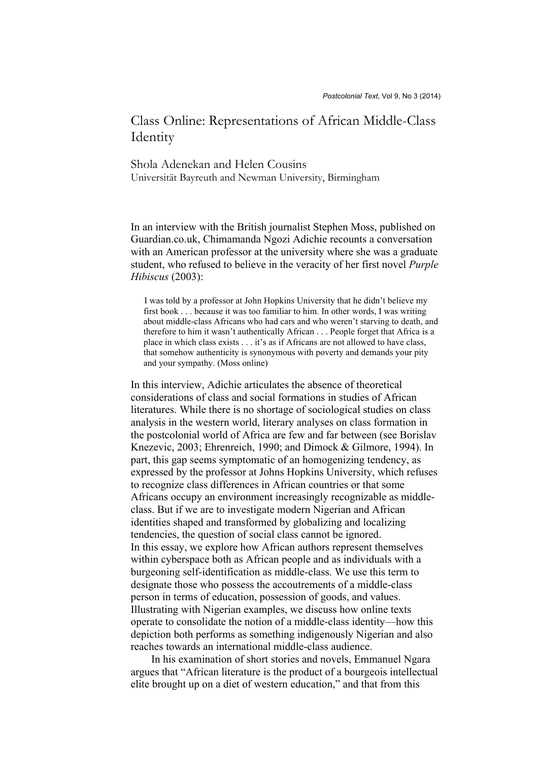# Class Online: Representations of African Middle-Class Identity

Shola Adenekan and Helen Cousins
Universität Bayreuth and Newman University, Birmingham

In an interview with the British journalist Stephen Moss, published on Guardian.co.uk, Chimamanda Ngozi Adichie recounts a conversation with an American professor at the university where she was a graduate student, who refused to believe in the veracity of her first novel *Purple Hibiscus* (2003):

> I was told by a professor at John Hopkins University that he didn't believe my first book . . . because it was too familiar to him. In other words, I was writing about middle-class Africans who had cars and who weren't starving to death, and therefore to him it wasn't authentically African . . . People forget that Africa is a place in which class exists . . . it's as if Africans are not allowed to have class, that somehow authenticity is synonymous with poverty and demands your pity and your sympathy. (Moss online)

In this interview, Adichie articulates the absence of theoretical considerations of class and social formations in studies of African literatures. While there is no shortage of sociological studies on class analysis in the western world, literary analyses on class formation in the postcolonial world of Africa are few and far between (see Borislav Knezevic, 2003; Ehrenreich, 1990; and Dimock & Gilmore, 1994). In part, this gap seems symptomatic of an homogenizing tendency, as expressed by the professor at Johns Hopkins University, which refuses to recognize class differences in African countries or that some Africans occupy an environment increasingly recognizable as middle-class. But if we are to investigate modern Nigerian and African identities shaped and transformed by globalizing and localizing tendencies, the question of social class cannot be ignored.

In this essay, we explore how African authors represent themselves within cyberspace both as African people and as individuals with a burgeoning self-identification as middle-class. We use this term to designate those who possess the accoutrements of a middle-class person in terms of education, possession of goods, and values. Illustrating with Nigerian examples, we discuss how online texts operate to consolidate the notion of a middle-class identity—how this depiction both performs as something indigenously Nigerian and also reaches towards an international middle-class audience.

In his examination of short stories and novels, Emmanuel Ngara argues that "African literature is the product of a bourgeois intellectual elite brought up on a diet of western education," and that from this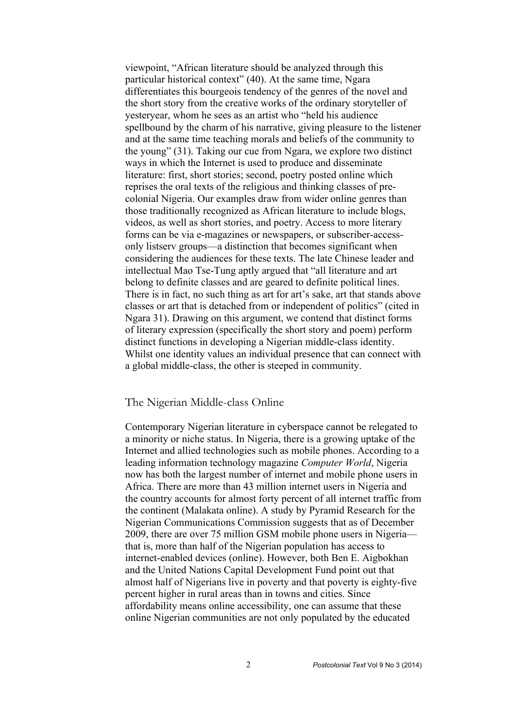viewpoint, "African literature should be analyzed through this particular historical context" (40). At the same time, Ngara differentiates this bourgeois tendency of the genres of the novel and the short story from the creative works of the ordinary storyteller of yesteryear, whom he sees as an artist who "held his audience spellbound by the charm of his narrative, giving pleasure to the listener and at the same time teaching morals and beliefs of the community to the young" (31). Taking our cue from Ngara, we explore two distinct ways in which the Internet is used to produce and disseminate literature: first, short stories; second, poetry posted online which reprises the oral texts of the religious and thinking classes of pre-colonial Nigeria. Our examples draw from wider online genres than those traditionally recognized as African literature to include blogs, videos, as well as short stories, and poetry. Access to more literary forms can be via e-magazines or newspapers, or subscriber-access-only listserv groups—a distinction that becomes significant when considering the audiences for these texts. The late Chinese leader and intellectual Mao Tse-Tung aptly argued that "all literature and art belong to definite classes and are geared to definite political lines. There is in fact, no such thing as art for art's sake, art that stands above classes or art that is detached from or independent of politics" (cited in Ngara 31). Drawing on this argument, we contend that distinct forms of literary expression (specifically the short story and poem) perform distinct functions in developing a Nigerian middle-class identity. Whilst one identity values an individual presence that can connect with a global middle-class, the other is steeped in community.

## The Nigerian Middle-class Online

Contemporary Nigerian literature in cyberspace cannot be relegated to a minority or niche status. In Nigeria, there is a growing uptake of the Internet and allied technologies such as mobile phones. According to a leading information technology magazine *Computer World*, Nigeria now has both the largest number of internet and mobile phone users in Africa. There are more than 43 million internet users in Nigeria and the country accounts for almost forty percent of all internet traffic from the continent (Malakata online). A study by Pyramid Research for the Nigerian Communications Commission suggests that as of December 2009, there are over 75 million GSM mobile phone users in Nigeria—that is, more than half of the Nigerian population has access to internet-enabled devices (online). However, both Ben E. Aigbokhan and the United Nations Capital Development Fund point out that almost half of Nigerians live in poverty and that poverty is eighty-five percent higher in rural areas than in towns and cities. Since affordability means online accessibility, one can assume that these online Nigerian communities are not only populated by the educated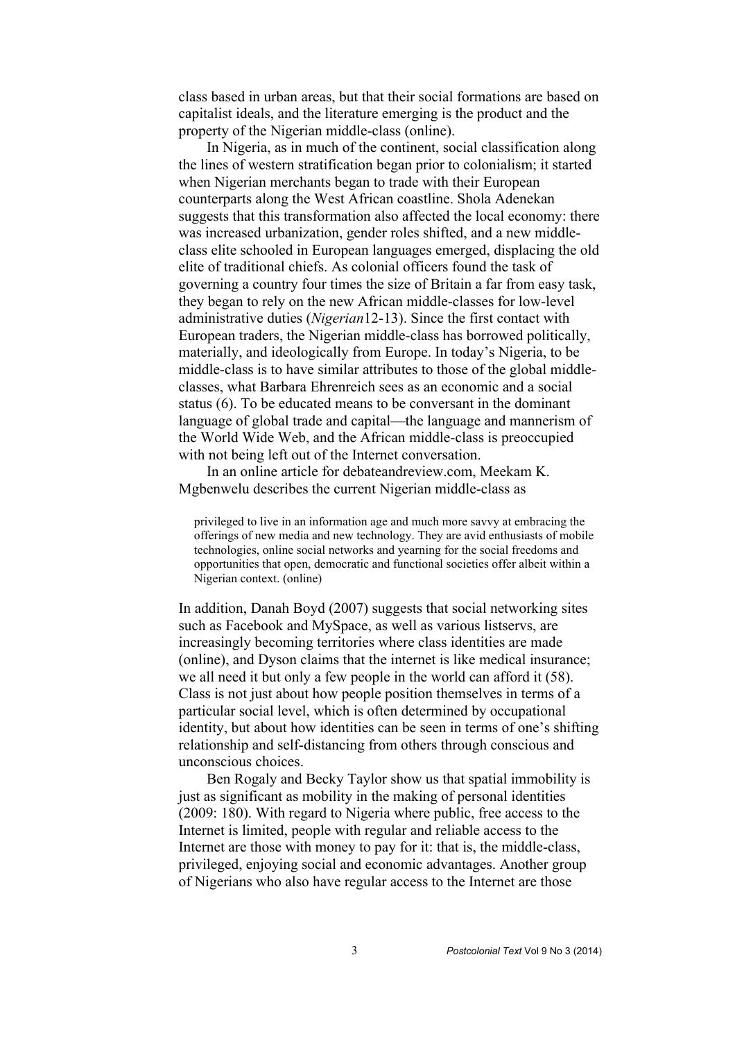class based in urban areas, but that their social formations are based on capitalist ideals, and the literature emerging is the product and the property of the Nigerian middle-class (online).

In Nigeria, as in much of the continent, social classification along the lines of western stratification began prior to colonialism; it started when Nigerian merchants began to trade with their European counterparts along the West African coastline. Shola Adenekan suggests that this transformation also affected the local economy: there was increased urbanization, gender roles shifted, and a new middle-class elite schooled in European languages emerged, displacing the old elite of traditional chiefs. As colonial officers found the task of governing a country four times the size of Britain a far from easy task, they began to rely on the new African middle-classes for low-level administrative duties (*Nigerian*12-13). Since the first contact with European traders, the Nigerian middle-class has borrowed politically, materially, and ideologically from Europe. In today's Nigeria, to be middle-class is to have similar attributes to those of the global middle-classes, what Barbara Ehrenreich sees as an economic and a social status (6). To be educated means to be conversant in the dominant language of global trade and capital—the language and mannerism of the World Wide Web, and the African middle-class is preoccupied with not being left out of the Internet conversation.

In an online article for debateandreview.com, Meekam K. Mgbenwelu describes the current Nigerian middle-class as

> privileged to live in an information age and much more savvy at embracing the offerings of new media and new technology. They are avid enthusiasts of mobile technologies, online social networks and yearning for the social freedoms and opportunities that open, democratic and functional societies offer albeit within a Nigerian context. (online)

In addition, Danah Boyd (2007) suggests that social networking sites such as Facebook and MySpace, as well as various listservs, are increasingly becoming territories where class identities are made (online), and Dyson claims that the internet is like medical insurance; we all need it but only a few people in the world can afford it (58). Class is not just about how people position themselves in terms of a particular social level, which is often determined by occupational identity, but about how identities can be seen in terms of one's shifting relationship and self-distancing from others through conscious and unconscious choices.

Ben Rogaly and Becky Taylor show us that spatial immobility is just as significant as mobility in the making of personal identities (2009: 180). With regard to Nigeria where public, free access to the Internet is limited, people with regular and reliable access to the Internet are those with money to pay for it: that is, the middle-class, privileged, enjoying social and economic advantages. Another group of Nigerians who also have regular access to the Internet are those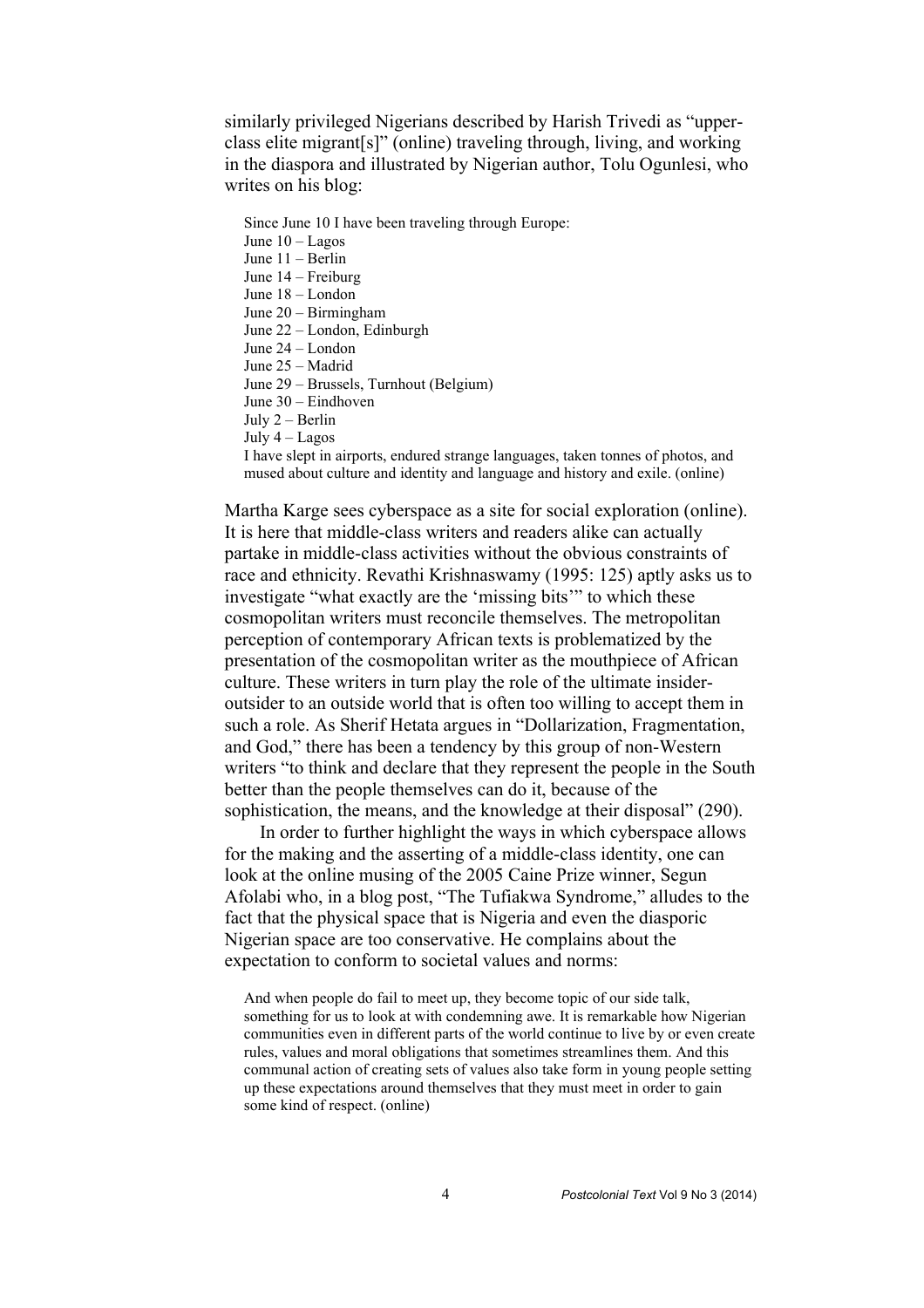similarly privileged Nigerians described by Harish Trivedi as "upper-class elite migrant[s]" (online) traveling through, living, and working in the diaspora and illustrated by Nigerian author, Tolu Ogunlesi, who writes on his blog:

> Since June 10 I have been traveling through Europe:
> June 10 – Lagos
> June 11 – Berlin
> June 14 – Freiburg
> June 18 – London
> June 20 – Birmingham
> June 22 – London, Edinburgh
> June 24 – London
> June 25 – Madrid
> June 29 – Brussels, Turnhout (Belgium)
> June 30 – Eindhoven
> July 2 – Berlin
> July 4 – Lagos
> I have slept in airports, endured strange languages, taken tonnes of photos, and mused about culture and identity and language and history and exile. (online)

Martha Karge sees cyberspace as a site for social exploration (online). It is here that middle-class writers and readers alike can actually partake in middle-class activities without the obvious constraints of race and ethnicity. Revathi Krishnaswamy (1995: 125) aptly asks us to investigate "what exactly are the 'missing bits'" to which these cosmopolitan writers must reconcile themselves. The metropolitan perception of contemporary African texts is problematized by the presentation of the cosmopolitan writer as the mouthpiece of African culture. These writers in turn play the role of the ultimate insider-outsider to an outside world that is often too willing to accept them in such a role. As Sherif Hetata argues in "Dollarization, Fragmentation, and God," there has been a tendency by this group of non-Western writers "to think and declare that they represent the people in the South better than the people themselves can do it, because of the sophistication, the means, and the knowledge at their disposal" (290).

In order to further highlight the ways in which cyberspace allows for the making and the asserting of a middle-class identity, one can look at the online musing of the 2005 Caine Prize winner, Segun Afolabi who, in a blog post, "The Tufiakwa Syndrome," alludes to the fact that the physical space that is Nigeria and even the diasporic Nigerian space are too conservative. He complains about the expectation to conform to societal values and norms:

> And when people do fail to meet up, they become topic of our side talk, something for us to look at with condemning awe. It is remarkable how Nigerian communities even in different parts of the world continue to live by or even create rules, values and moral obligations that sometimes streamlines them. And this communal action of creating sets of values also take form in young people setting up these expectations around themselves that they must meet in order to gain some kind of respect. (online)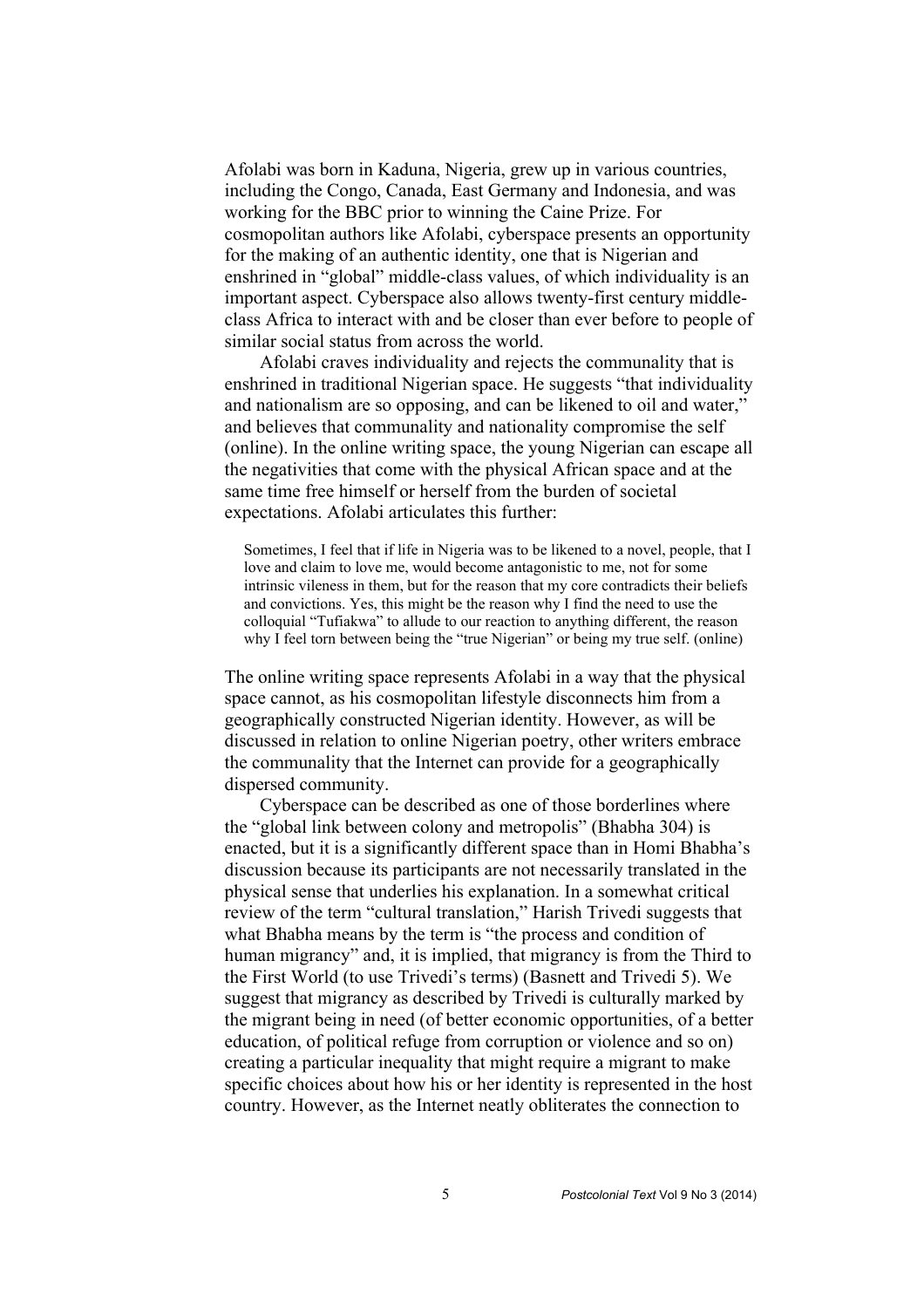Afolabi was born in Kaduna, Nigeria, grew up in various countries, including the Congo, Canada, East Germany and Indonesia, and was working for the BBC prior to winning the Caine Prize. For cosmopolitan authors like Afolabi, cyberspace presents an opportunity for the making of an authentic identity, one that is Nigerian and enshrined in "global" middle-class values, of which individuality is an important aspect. Cyberspace also allows twenty-first century middle-class Africa to interact with and be closer than ever before to people of similar social status from across the world.

Afolabi craves individuality and rejects the communality that is enshrined in traditional Nigerian space. He suggests "that individuality and nationalism are so opposing, and can be likened to oil and water," and believes that communality and nationality compromise the self (online). In the online writing space, the young Nigerian can escape all the negativities that come with the physical African space and at the same time free himself or herself from the burden of societal expectations. Afolabi articulates this further:

> Sometimes, I feel that if life in Nigeria was to be likened to a novel, people, that I love and claim to love me, would become antagonistic to me, not for some intrinsic vileness in them, but for the reason that my core contradicts their beliefs and convictions. Yes, this might be the reason why I find the need to use the colloquial "Tufiakwa" to allude to our reaction to anything different, the reason why I feel torn between being the "true Nigerian" or being my true self. (online)

The online writing space represents Afolabi in a way that the physical space cannot, as his cosmopolitan lifestyle disconnects him from a geographically constructed Nigerian identity. However, as will be discussed in relation to online Nigerian poetry, other writers embrace the communality that the Internet can provide for a geographically dispersed community.

Cyberspace can be described as one of those borderlines where the "global link between colony and metropolis" (Bhabha 304) is enacted, but it is a significantly different space than in Homi Bhabha's discussion because its participants are not necessarily translated in the physical sense that underlies his explanation. In a somewhat critical review of the term "cultural translation," Harish Trivedi suggests that what Bhabha means by the term is "the process and condition of human migrancy" and, it is implied, that migrancy is from the Third to the First World (to use Trivedi's terms) (Basnett and Trivedi 5). We suggest that migrancy as described by Trivedi is culturally marked by the migrant being in need (of better economic opportunities, of a better education, of political refuge from corruption or violence and so on) creating a particular inequality that might require a migrant to make specific choices about how his or her identity is represented in the host country. However, as the Internet neatly obliterates the connection to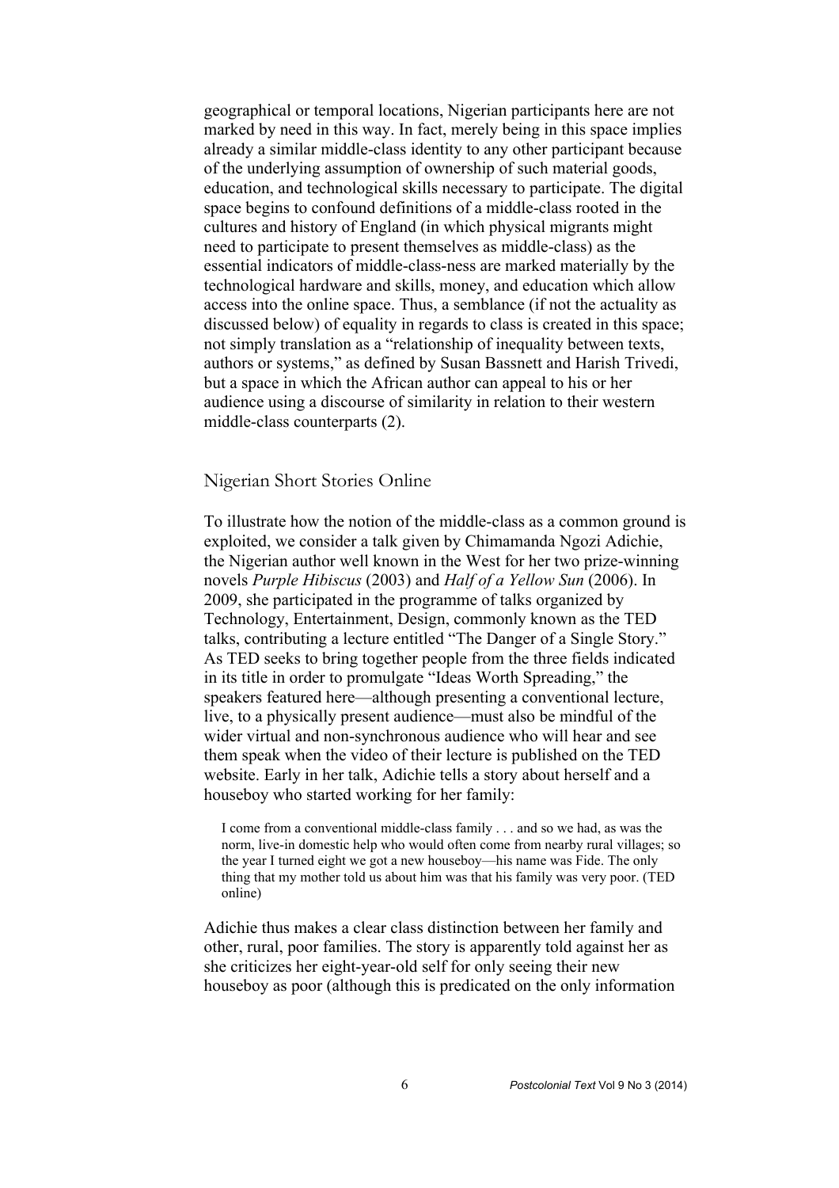geographical or temporal locations, Nigerian participants here are not marked by need in this way. In fact, merely being in this space implies already a similar middle-class identity to any other participant because of the underlying assumption of ownership of such material goods, education, and technological skills necessary to participate. The digital space begins to confound definitions of a middle-class rooted in the cultures and history of England (in which physical migrants might need to participate to present themselves as middle-class) as the essential indicators of middle-class-ness are marked materially by the technological hardware and skills, money, and education which allow access into the online space. Thus, a semblance (if not the actuality as discussed below) of equality in regards to class is created in this space; not simply translation as a "relationship of inequality between texts, authors or systems," as defined by Susan Bassnett and Harish Trivedi, but a space in which the African author can appeal to his or her audience using a discourse of similarity in relation to their western middle-class counterparts (2).

## Nigerian Short Stories Online

To illustrate how the notion of the middle-class as a common ground is exploited, we consider a talk given by Chimamanda Ngozi Adichie, the Nigerian author well known in the West for her two prize-winning novels *Purple Hibiscus* (2003) and *Half of a Yellow Sun* (2006). In 2009, she participated in the programme of talks organized by Technology, Entertainment, Design, commonly known as the TED talks, contributing a lecture entitled "The Danger of a Single Story." As TED seeks to bring together people from the three fields indicated in its title in order to promulgate "Ideas Worth Spreading," the speakers featured here—although presenting a conventional lecture, live, to a physically present audience—must also be mindful of the wider virtual and non-synchronous audience who will hear and see them speak when the video of their lecture is published on the TED website. Early in her talk, Adichie tells a story about herself and a houseboy who started working for her family:

> I come from a conventional middle-class family . . . and so we had, as was the norm, live-in domestic help who would often come from nearby rural villages; so the year I turned eight we got a new houseboy—his name was Fide. The only thing that my mother told us about him was that his family was very poor. (TED online)

Adichie thus makes a clear class distinction between her family and other, rural, poor families. The story is apparently told against her as she criticizes her eight-year-old self for only seeing their new houseboy as poor (although this is predicated on the only information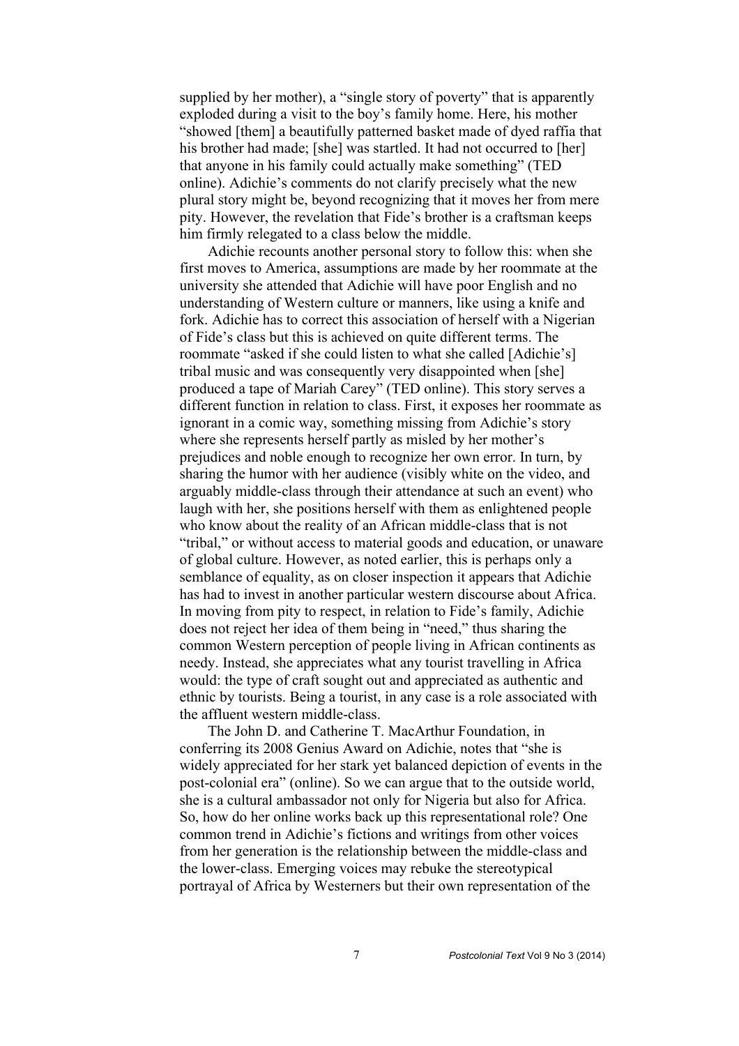supplied by her mother), a "single story of poverty" that is apparently exploded during a visit to the boy's family home. Here, his mother "showed [them] a beautifully patterned basket made of dyed raffia that his brother had made; [she] was startled. It had not occurred to [her] that anyone in his family could actually make something" (TED online). Adichie's comments do not clarify precisely what the new plural story might be, beyond recognizing that it moves her from mere pity. However, the revelation that Fide's brother is a craftsman keeps him firmly relegated to a class below the middle.

Adichie recounts another personal story to follow this: when she first moves to America, assumptions are made by her roommate at the university she attended that Adichie will have poor English and no understanding of Western culture or manners, like using a knife and fork. Adichie has to correct this association of herself with a Nigerian of Fide's class but this is achieved on quite different terms. The roommate "asked if she could listen to what she called [Adichie's] tribal music and was consequently very disappointed when [she] produced a tape of Mariah Carey" (TED online). This story serves a different function in relation to class. First, it exposes her roommate as ignorant in a comic way, something missing from Adichie's story where she represents herself partly as misled by her mother's prejudices and noble enough to recognize her own error. In turn, by sharing the humor with her audience (visibly white on the video, and arguably middle-class through their attendance at such an event) who laugh with her, she positions herself with them as enlightened people who know about the reality of an African middle-class that is not "tribal," or without access to material goods and education, or unaware of global culture. However, as noted earlier, this is perhaps only a semblance of equality, as on closer inspection it appears that Adichie has had to invest in another particular western discourse about Africa. In moving from pity to respect, in relation to Fide's family, Adichie does not reject her idea of them being in "need," thus sharing the common Western perception of people living in African continents as needy. Instead, she appreciates what any tourist travelling in Africa would: the type of craft sought out and appreciated as authentic and ethnic by tourists. Being a tourist, in any case is a role associated with the affluent western middle-class.

The John D. and Catherine T. MacArthur Foundation, in conferring its 2008 Genius Award on Adichie, notes that "she is widely appreciated for her stark yet balanced depiction of events in the post-colonial era" (online). So we can argue that to the outside world, she is a cultural ambassador not only for Nigeria but also for Africa. So, how do her online works back up this representational role? One common trend in Adichie's fictions and writings from other voices from her generation is the relationship between the middle-class and the lower-class. Emerging voices may rebuke the stereotypical portrayal of Africa by Westerners but their own representation of the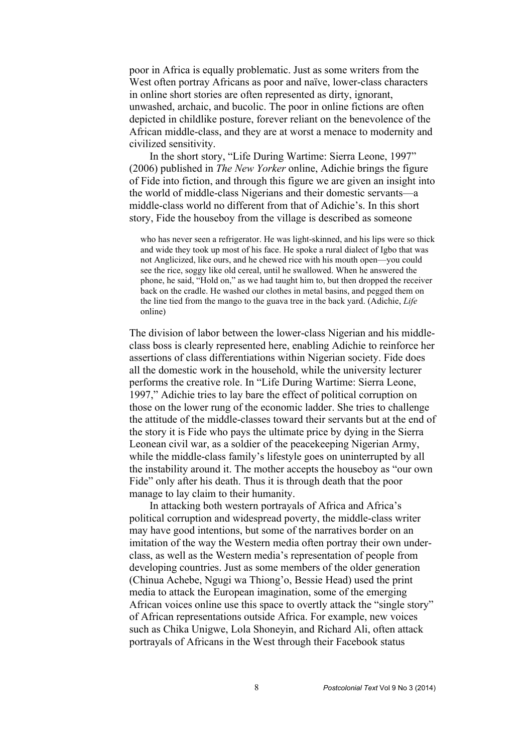poor in Africa is equally problematic. Just as some writers from the West often portray Africans as poor and naïve, lower-class characters in online short stories are often represented as dirty, ignorant, unwashed, archaic, and bucolic. The poor in online fictions are often depicted in childlike posture, forever reliant on the benevolence of the African middle-class, and they are at worst a menace to modernity and civilized sensitivity.

In the short story, "Life During Wartime: Sierra Leone, 1997" (2006) published in *The New Yorker* online, Adichie brings the figure of Fide into fiction, and through this figure we are given an insight into the world of middle-class Nigerians and their domestic servants—a middle-class world no different from that of Adichie's. In this short story, Fide the houseboy from the village is described as someone

> who has never seen a refrigerator. He was light-skinned, and his lips were so thick and wide they took up most of his face. He spoke a rural dialect of Igbo that was not Anglicized, like ours, and he chewed rice with his mouth open—you could see the rice, soggy like old cereal, until he swallowed. When he answered the phone, he said, "Hold on," as we had taught him to, but then dropped the receiver back on the cradle. He washed our clothes in metal basins, and pegged them on the line tied from the mango to the guava tree in the back yard. (Adichie, *Life* online)

The division of labor between the lower-class Nigerian and his middle-class boss is clearly represented here, enabling Adichie to reinforce her assertions of class differentiations within Nigerian society. Fide does all the domestic work in the household, while the university lecturer performs the creative role. In "Life During Wartime: Sierra Leone, 1997," Adichie tries to lay bare the effect of political corruption on those on the lower rung of the economic ladder. She tries to challenge the attitude of the middle-classes toward their servants but at the end of the story it is Fide who pays the ultimate price by dying in the Sierra Leonean civil war, as a soldier of the peacekeeping Nigerian Army, while the middle-class family's lifestyle goes on uninterrupted by all the instability around it. The mother accepts the houseboy as "our own Fide" only after his death. Thus it is through death that the poor manage to lay claim to their humanity.

In attacking both western portrayals of Africa and Africa's political corruption and widespread poverty, the middle-class writer may have good intentions, but some of the narratives border on an imitation of the way the Western media often portray their own under-class, as well as the Western media's representation of people from developing countries. Just as some members of the older generation (Chinua Achebe, Ngugi wa Thiong'o, Bessie Head) used the print media to attack the European imagination, some of the emerging African voices online use this space to overtly attack the "single story" of African representations outside Africa. For example, new voices such as Chika Unigwe, Lola Shoneyin, and Richard Ali, often attack portrayals of Africans in the West through their Facebook status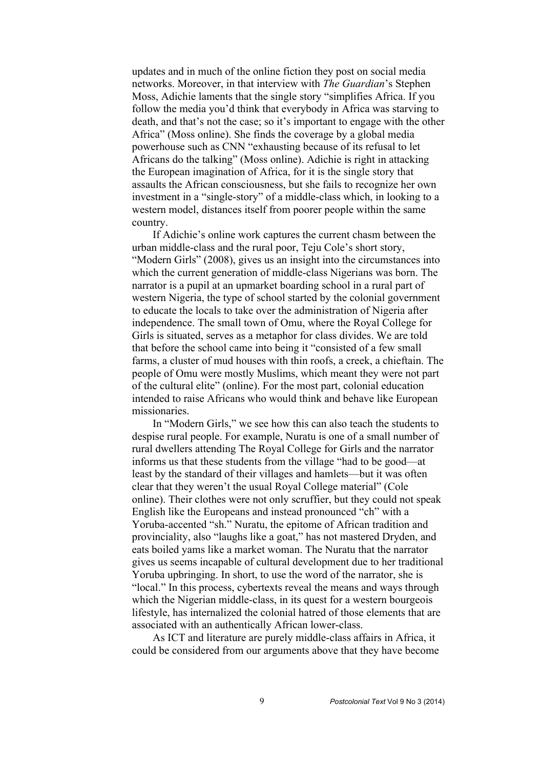updates and in much of the online fiction they post on social media networks. Moreover, in that interview with *The Guardian*'s Stephen Moss, Adichie laments that the single story "simplifies Africa. If you follow the media you'd think that everybody in Africa was starving to death, and that's not the case; so it's important to engage with the other Africa" (Moss online). She finds the coverage by a global media powerhouse such as CNN "exhausting because of its refusal to let Africans do the talking" (Moss online). Adichie is right in attacking the European imagination of Africa, for it is the single story that assaults the African consciousness, but she fails to recognize her own investment in a "single-story" of a middle-class which, in looking to a western model, distances itself from poorer people within the same country.

If Adichie's online work captures the current chasm between the urban middle-class and the rural poor, Teju Cole's short story, "Modern Girls" (2008), gives us an insight into the circumstances into which the current generation of middle-class Nigerians was born. The narrator is a pupil at an upmarket boarding school in a rural part of western Nigeria, the type of school started by the colonial government to educate the locals to take over the administration of Nigeria after independence. The small town of Omu, where the Royal College for Girls is situated, serves as a metaphor for class divides. We are told that before the school came into being it "consisted of a few small farms, a cluster of mud houses with thin roofs, a creek, a chieftain. The people of Omu were mostly Muslims, which meant they were not part of the cultural elite" (online). For the most part, colonial education intended to raise Africans who would think and behave like European missionaries.

In "Modern Girls," we see how this can also teach the students to despise rural people. For example, Nuratu is one of a small number of rural dwellers attending The Royal College for Girls and the narrator informs us that these students from the village "had to be good—at least by the standard of their villages and hamlets—but it was often clear that they weren't the usual Royal College material" (Cole online). Their clothes were not only scruffier, but they could not speak English like the Europeans and instead pronounced "ch" with a Yoruba-accented "sh." Nuratu, the epitome of African tradition and provinciality, also "laughs like a goat," has not mastered Dryden, and eats boiled yams like a market woman. The Nuratu that the narrator gives us seems incapable of cultural development due to her traditional Yoruba upbringing. In short, to use the word of the narrator, she is "local." In this process, cybertexts reveal the means and ways through which the Nigerian middle-class, in its quest for a western bourgeois lifestyle, has internalized the colonial hatred of those elements that are associated with an authentically African lower-class.

As ICT and literature are purely middle-class affairs in Africa, it could be considered from our arguments above that they have become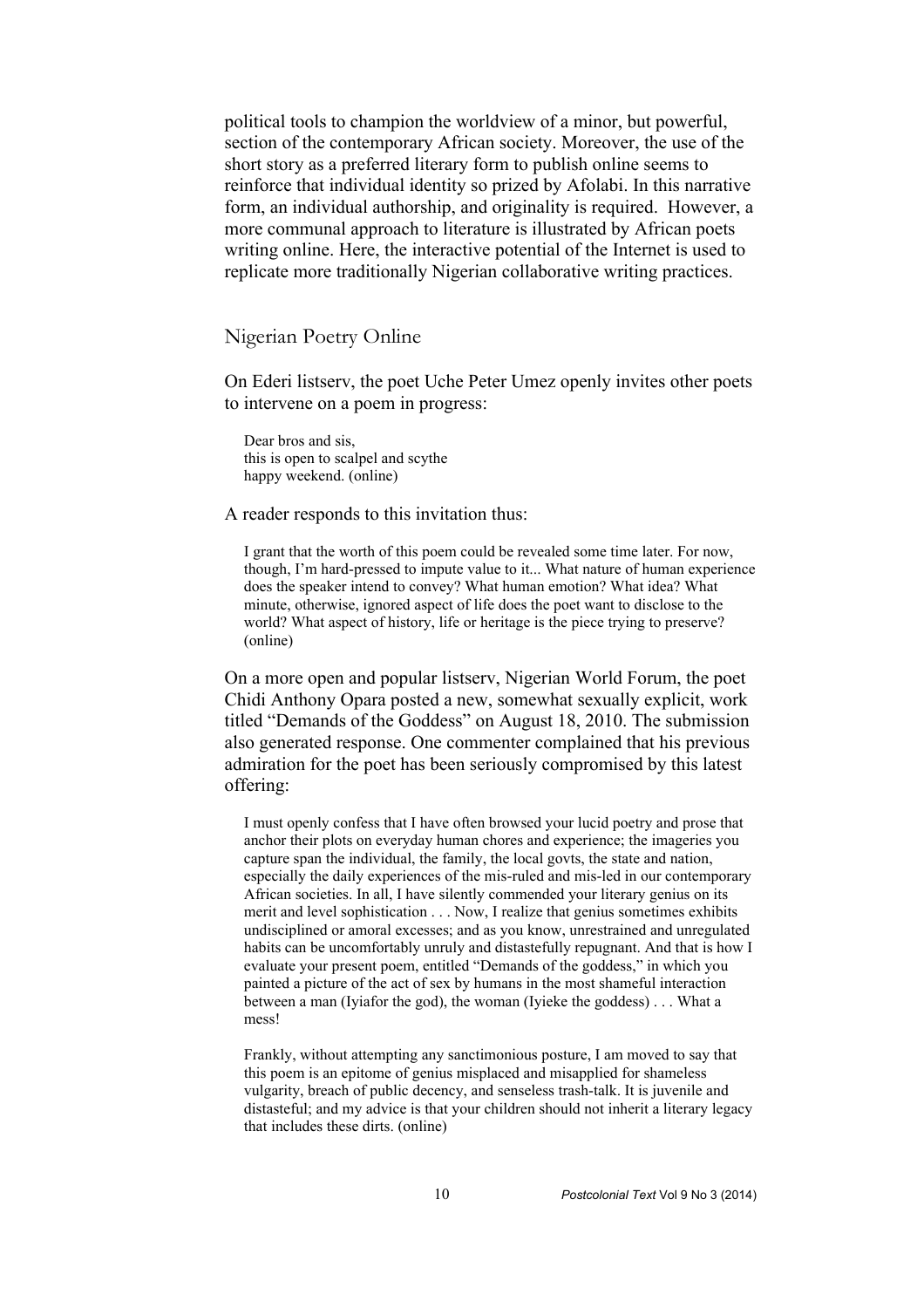political tools to champion the worldview of a minor, but powerful, section of the contemporary African society. Moreover, the use of the short story as a preferred literary form to publish online seems to reinforce that individual identity so prized by Afolabi. In this narrative form, an individual authorship, and originality is required. However, a more communal approach to literature is illustrated by African poets writing online. Here, the interactive potential of the Internet is used to replicate more traditionally Nigerian collaborative writing practices.

## Nigerian Poetry Online

On Ederi listserv, the poet Uche Peter Umez openly invites other poets to intervene on a poem in progress:

> Dear bros and sis,  
> this is open to scalpel and scythe  
> happy weekend. (online)

A reader responds to this invitation thus:

> I grant that the worth of this poem could be revealed some time later. For now, though, I'm hard-pressed to impute value to it... What nature of human experience does the speaker intend to convey? What human emotion? What idea? What minute, otherwise, ignored aspect of life does the poet want to disclose to the world? What aspect of history, life or heritage is the piece trying to preserve? (online)

On a more open and popular listserv, Nigerian World Forum, the poet Chidi Anthony Opara posted a new, somewhat sexually explicit, work titled "Demands of the Goddess" on August 18, 2010. The submission also generated response. One commenter complained that his previous admiration for the poet has been seriously compromised by this latest offering:

> I must openly confess that I have often browsed your lucid poetry and prose that anchor their plots on everyday human chores and experience; the imageries you capture span the individual, the family, the local govts, the state and nation, especially the daily experiences of the mis-ruled and mis-led in our contemporary African societies. In all, I have silently commended your literary genius on its merit and level sophistication . . . Now, I realize that genius sometimes exhibits undisciplined or amoral excesses; and as you know, unrestrained and unregulated habits can be uncomfortably unruly and distastefully repugnant. And that is how I evaluate your present poem, entitled "Demands of the goddess," in which you painted a picture of the act of sex by humans in the most shameful interaction between a man (Iyiafor the god), the woman (Iyieke the goddess) . . . What a mess!
>
> Frankly, without attempting any sanctimonious posture, I am moved to say that this poem is an epitome of genius misplaced and misapplied for shameless vulgarity, breach of public decency, and senseless trash-talk. It is juvenile and distasteful; and my advice is that your children should not inherit a literary legacy that includes these dirts. (online)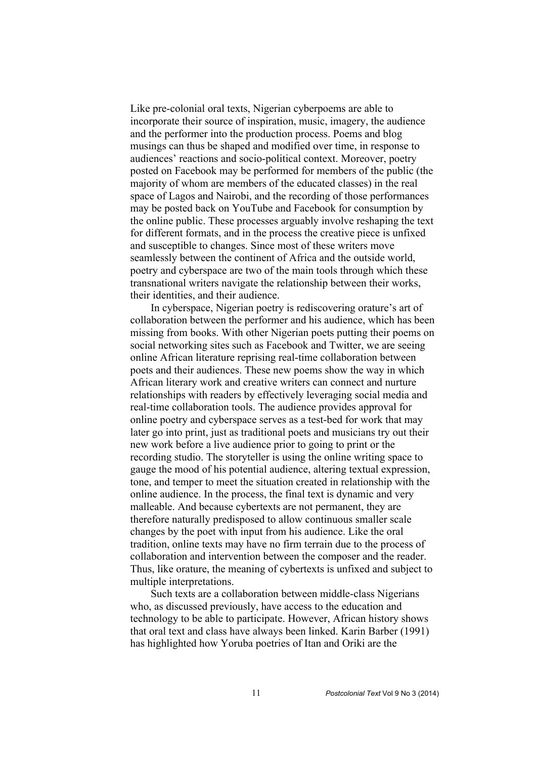Like pre-colonial oral texts, Nigerian cyberpoems are able to incorporate their source of inspiration, music, imagery, the audience and the performer into the production process. Poems and blog musings can thus be shaped and modified over time, in response to audiences' reactions and socio-political context. Moreover, poetry posted on Facebook may be performed for members of the public (the majority of whom are members of the educated classes) in the real space of Lagos and Nairobi, and the recording of those performances may be posted back on YouTube and Facebook for consumption by the online public. These processes arguably involve reshaping the text for different formats, and in the process the creative piece is unfixed and susceptible to changes. Since most of these writers move seamlessly between the continent of Africa and the outside world, poetry and cyberspace are two of the main tools through which these transnational writers navigate the relationship between their works, their identities, and their audience.

In cyberspace, Nigerian poetry is rediscovering orature's art of collaboration between the performer and his audience, which has been missing from books. With other Nigerian poets putting their poems on social networking sites such as Facebook and Twitter, we are seeing online African literature reprising real-time collaboration between poets and their audiences. These new poems show the way in which African literary work and creative writers can connect and nurture relationships with readers by effectively leveraging social media and real-time collaboration tools. The audience provides approval for online poetry and cyberspace serves as a test-bed for work that may later go into print, just as traditional poets and musicians try out their new work before a live audience prior to going to print or the recording studio. The storyteller is using the online writing space to gauge the mood of his potential audience, altering textual expression, tone, and temper to meet the situation created in relationship with the online audience. In the process, the final text is dynamic and very malleable. And because cybertexts are not permanent, they are therefore naturally predisposed to allow continuous smaller scale changes by the poet with input from his audience. Like the oral tradition, online texts may have no firm terrain due to the process of collaboration and intervention between the composer and the reader. Thus, like orature, the meaning of cybertexts is unfixed and subject to multiple interpretations.

Such texts are a collaboration between middle-class Nigerians who, as discussed previously, have access to the education and technology to be able to participate. However, African history shows that oral text and class have always been linked. Karin Barber (1991) has highlighted how Yoruba poetries of Itan and Oriki are the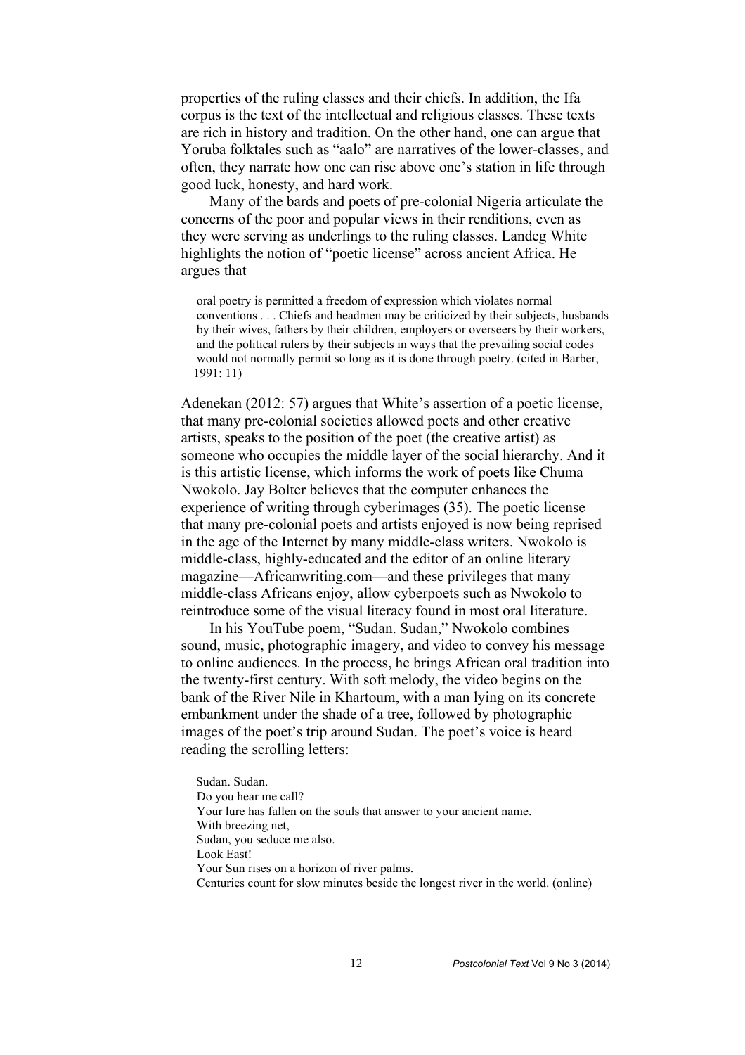properties of the ruling classes and their chiefs. In addition, the Ifa corpus is the text of the intellectual and religious classes. These texts are rich in history and tradition. On the other hand, one can argue that Yoruba folktales such as "aalo" are narratives of the lower-classes, and often, they narrate how one can rise above one's station in life through good luck, honesty, and hard work.

Many of the bards and poets of pre-colonial Nigeria articulate the concerns of the poor and popular views in their renditions, even as they were serving as underlings to the ruling classes. Landeg White highlights the notion of "poetic license" across ancient Africa. He argues that

> oral poetry is permitted a freedom of expression which violates normal conventions . . . Chiefs and headmen may be criticized by their subjects, husbands by their wives, fathers by their children, employers or overseers by their workers, and the political rulers by their subjects in ways that the prevailing social codes would not normally permit so long as it is done through poetry. (cited in Barber, 1991: 11)

Adenekan (2012: 57) argues that White's assertion of a poetic license, that many pre-colonial societies allowed poets and other creative artists, speaks to the position of the poet (the creative artist) as someone who occupies the middle layer of the social hierarchy. And it is this artistic license, which informs the work of poets like Chuma Nwokolo. Jay Bolter believes that the computer enhances the experience of writing through cyberimages (35). The poetic license that many pre-colonial poets and artists enjoyed is now being reprised in the age of the Internet by many middle-class writers. Nwokolo is middle-class, highly-educated and the editor of an online literary magazine—Africanwriting.com—and these privileges that many middle-class Africans enjoy, allow cyberpoets such as Nwokolo to reintroduce some of the visual literacy found in most oral literature.

In his YouTube poem, "Sudan. Sudan," Nwokolo combines sound, music, photographic imagery, and video to convey his message to online audiences. In the process, he brings African oral tradition into the twenty-first century. With soft melody, the video begins on the bank of the River Nile in Khartoum, with a man lying on its concrete embankment under the shade of a tree, followed by photographic images of the poet's trip around Sudan. The poet's voice is heard reading the scrolling letters:

> Sudan. Sudan.
> Do you hear me call?
> Your lure has fallen on the souls that answer to your ancient name.
> With breezing net,
> Sudan, you seduce me also.
> Look East!
> Your Sun rises on a horizon of river palms.
> Centuries count for slow minutes beside the longest river in the world. (online)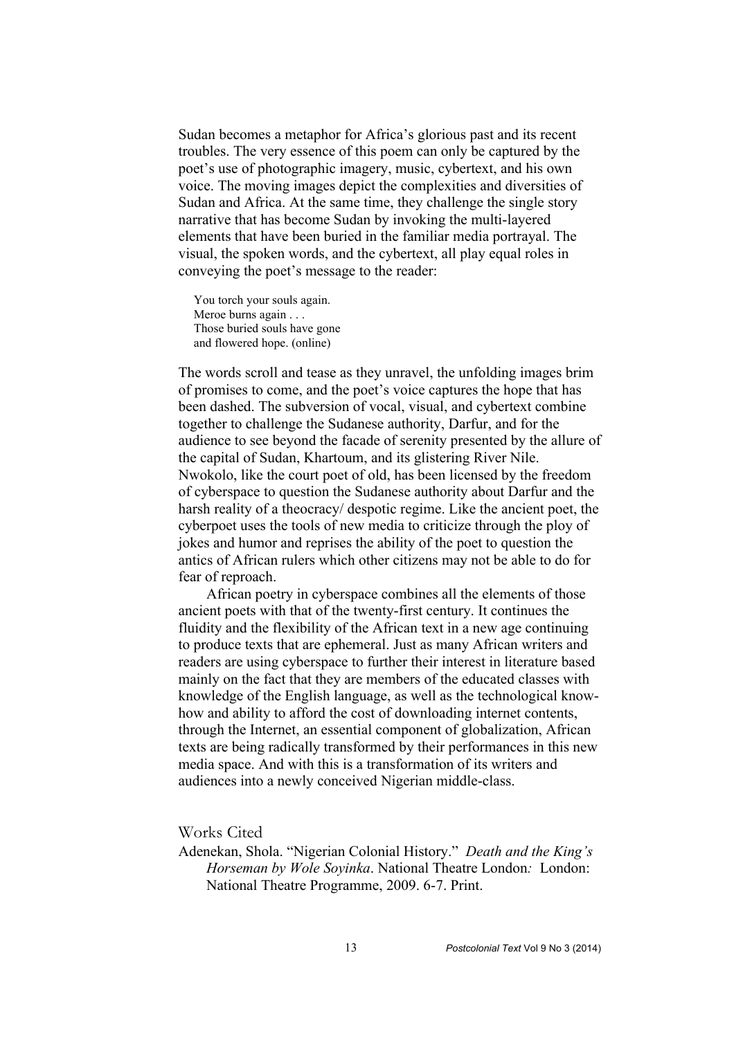Sudan becomes a metaphor for Africa's glorious past and its recent troubles. The very essence of this poem can only be captured by the poet's use of photographic imagery, music, cybertext, and his own voice. The moving images depict the complexities and diversities of Sudan and Africa. At the same time, they challenge the single story narrative that has become Sudan by invoking the multi-layered elements that have been buried in the familiar media portrayal. The visual, the spoken words, and the cybertext, all play equal roles in conveying the poet's message to the reader:

> You torch your souls again.
> Meroe burns again . . .
> Those buried souls have gone
> and flowered hope. (online)

The words scroll and tease as they unravel, the unfolding images brim of promises to come, and the poet's voice captures the hope that has been dashed. The subversion of vocal, visual, and cybertext combine together to challenge the Sudanese authority, Darfur, and for the audience to see beyond the facade of serenity presented by the allure of the capital of Sudan, Khartoum, and its glistering River Nile. Nwokolo, like the court poet of old, has been licensed by the freedom of cyberspace to question the Sudanese authority about Darfur and the harsh reality of a theocracy/ despotic regime. Like the ancient poet, the cyberpoet uses the tools of new media to criticize through the ploy of jokes and humor and reprises the ability of the poet to question the antics of African rulers which other citizens may not be able to do for fear of reproach.

African poetry in cyberspace combines all the elements of those ancient poets with that of the twenty-first century. It continues the fluidity and the flexibility of the African text in a new age continuing to produce texts that are ephemeral. Just as many African writers and readers are using cyberspace to further their interest in literature based mainly on the fact that they are members of the educated classes with knowledge of the English language, as well as the technological know-how and ability to afford the cost of downloading internet contents, through the Internet, an essential component of globalization, African texts are being radically transformed by their performances in this new media space. And with this is a transformation of its writers and audiences into a newly conceived Nigerian middle-class.

## Works Cited

Adenekan, Shola. "Nigerian Colonial History." *Death and the King's Horseman by Wole Soyinka*. National Theatre London*:* London: National Theatre Programme, 2009. 6-7. Print.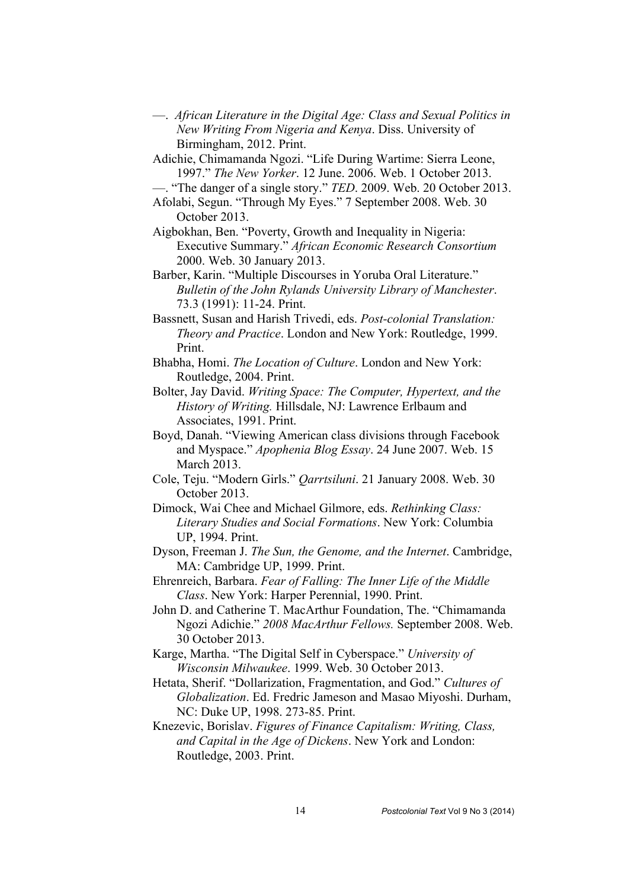—. *African Literature in the Digital Age: Class and Sexual Politics in New Writing From Nigeria and Kenya*. Diss. University of Birmingham, 2012. Print.

Adichie, Chimamanda Ngozi. "Life During Wartime: Sierra Leone, 1997." *The New Yorker*. 12 June. 2006. Web. 1 October 2013.

—. "The danger of a single story." *TED*. 2009. Web. 20 October 2013.

Afolabi, Segun. "Through My Eyes." 7 September 2008. Web. 30 October 2013.

Aigbokhan, Ben. "Poverty, Growth and Inequality in Nigeria: Executive Summary." *African Economic Research Consortium* 2000. Web. 30 January 2013.

Barber, Karin. "Multiple Discourses in Yoruba Oral Literature." *Bulletin of the John Rylands University Library of Manchester*. 73.3 (1991): 11-24. Print.

Bassnett, Susan and Harish Trivedi, eds. *Post-colonial Translation: Theory and Practice*. London and New York: Routledge, 1999. Print.

Bhabha, Homi. *The Location of Culture*. London and New York: Routledge, 2004. Print.

Bolter, Jay David. *Writing Space: The Computer, Hypertext, and the History of Writing.* Hillsdale, NJ: Lawrence Erlbaum and Associates, 1991. Print.

Boyd, Danah. "Viewing American class divisions through Facebook and Myspace." *Apophenia Blog Essay*. 24 June 2007. Web. 15 March 2013.

Cole, Teju. "Modern Girls." *Qarrtsiluni*. 21 January 2008. Web. 30 October 2013.

Dimock, Wai Chee and Michael Gilmore, eds. *Rethinking Class: Literary Studies and Social Formations*. New York: Columbia UP, 1994. Print.

Dyson, Freeman J. *The Sun, the Genome, and the Internet*. Cambridge, MA: Cambridge UP, 1999. Print.

Ehrenreich, Barbara. *Fear of Falling: The Inner Life of the Middle Class*. New York: Harper Perennial, 1990. Print.

John D. and Catherine T. MacArthur Foundation, The. "Chimamanda Ngozi Adichie." *2008 MacArthur Fellows.* September 2008. Web. 30 October 2013.

Karge, Martha. "The Digital Self in Cyberspace." *University of Wisconsin Milwaukee*. 1999. Web. 30 October 2013.

Hetata, Sherif. "Dollarization, Fragmentation, and God." *Cultures of Globalization*. Ed. Fredric Jameson and Masao Miyoshi. Durham, NC: Duke UP, 1998. 273-85. Print.

Knezevic, Borislav. *Figures of Finance Capitalism: Writing, Class, and Capital in the Age of Dickens*. New York and London: Routledge, 2003. Print.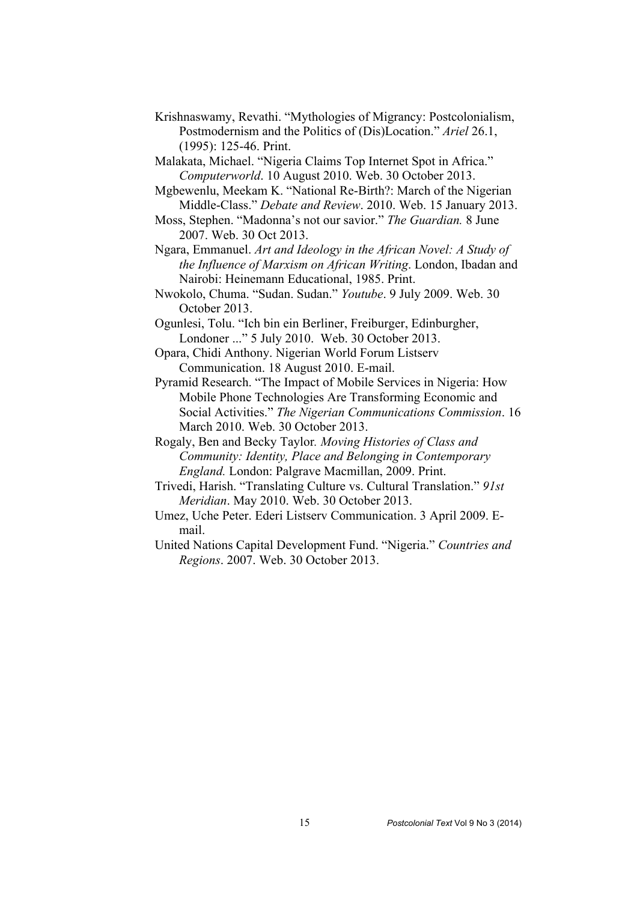Krishnaswamy, Revathi. "Mythologies of Migrancy: Postcolonialism, Postmodernism and the Politics of (Dis)Location." *Ariel* 26.1, (1995): 125-46. Print.

Malakata, Michael. "Nigeria Claims Top Internet Spot in Africa." *Computerworld*. 10 August 2010. Web. 30 October 2013.

Mgbewenlu, Meekam K. "National Re-Birth?: March of the Nigerian Middle-Class." *Debate and Review*. 2010. Web. 15 January 2013.

Moss, Stephen. "Madonna's not our savior." *The Guardian.* 8 June 2007. Web. 30 Oct 2013.

Ngara, Emmanuel. *Art and Ideology in the African Novel: A Study of the Influence of Marxism on African Writing*. London, Ibadan and Nairobi: Heinemann Educational, 1985. Print.

Nwokolo, Chuma. "Sudan. Sudan." *Youtube*. 9 July 2009. Web. 30 October 2013.

Ogunlesi, Tolu. "Ich bin ein Berliner, Freiburger, Edinburgher, Londoner ..." 5 July 2010. Web. 30 October 2013.

Opara, Chidi Anthony. Nigerian World Forum Listserv Communication. 18 August 2010. E-mail.

Pyramid Research. "The Impact of Mobile Services in Nigeria: How Mobile Phone Technologies Are Transforming Economic and Social Activities." *The Nigerian Communications Commission*. 16 March 2010. Web. 30 October 2013.

Rogaly, Ben and Becky Taylor. *Moving Histories of Class and Community: Identity, Place and Belonging in Contemporary England.* London: Palgrave Macmillan, 2009. Print.

Trivedi, Harish. "Translating Culture vs. Cultural Translation." *91st Meridian*. May 2010. Web. 30 October 2013.

Umez, Uche Peter. Ederi Listserv Communication. 3 April 2009. E-mail.

United Nations Capital Development Fund. "Nigeria." *Countries and Regions*. 2007. Web. 30 October 2013.